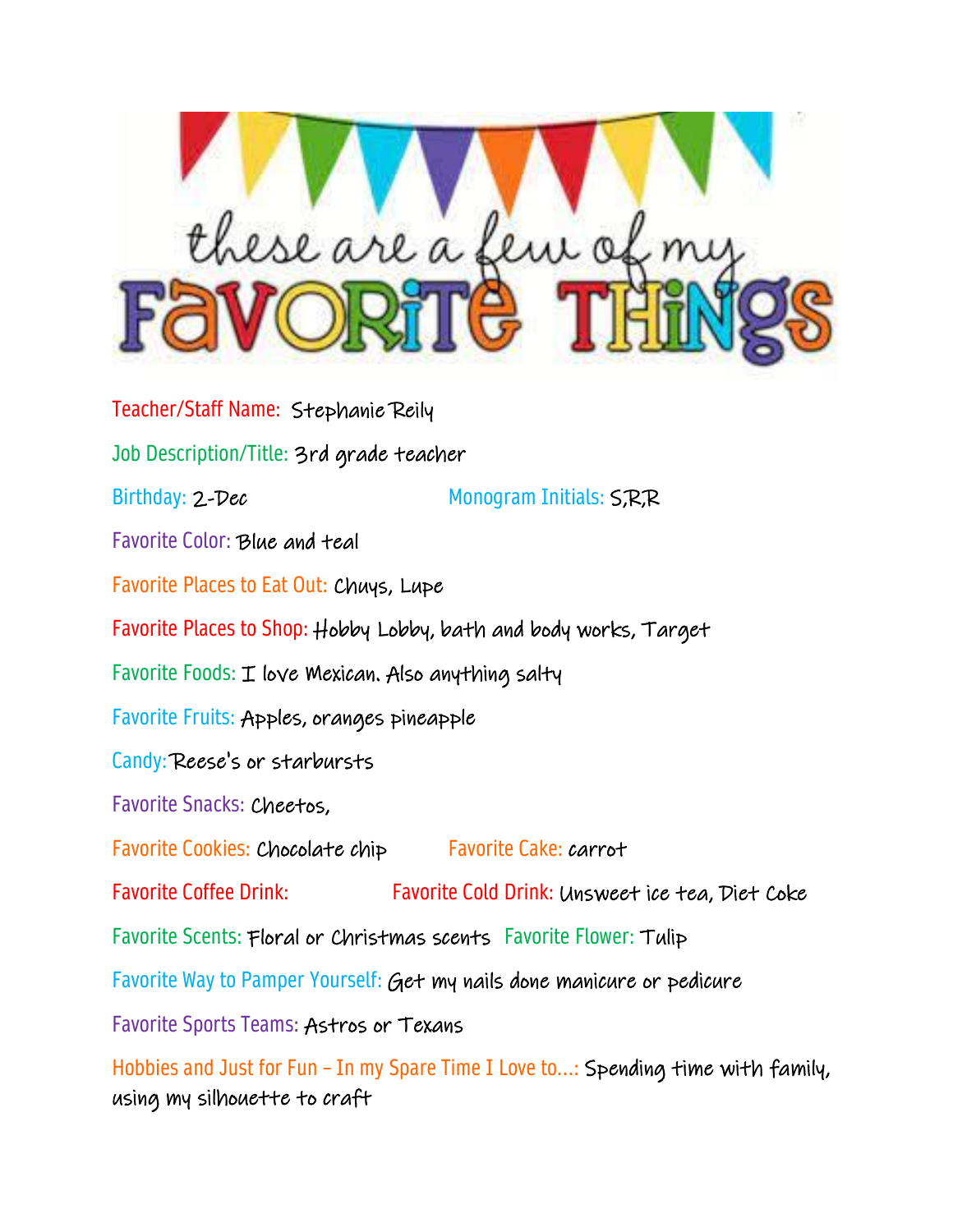# these are a few of my FAVORITE THINGS

Teacher/Staff Name: Stephanie Reily

Job Description/Title: 3rd grade teacher

Birthday: 2-Dec

Monogram Initials: S,R,R

Favorite Color: Blue and teal

Favorite Places to Eat Out: Chuys, Lupe

Favorite Places to Shop: Hobby Lobby, bath and body works, Target

Favorite Foods: I love Mexican. Also anything salty

Favorite Fruits: Apples, oranges pineapple

Candy: Reese's or starbursts

Favorite Snacks: Cheetos,

Favorite Cookies: Chocolate chip

Favorite Cake: carrot

Favorite Coffee Drink:

Favorite Cold Drink: Unsweet ice tea, Diet Coke

Favorite Scents: Floral or Christmas scents

Favorite Flower: Tulip

Favorite Way to Pamper Yourself: Get my nails done manicure or pedicure

Favorite Sports Teams: Astros or Texans

Hobbies and Just for Fun – In my Spare Time I Love to...: Spending time with family, using my silhouette to craft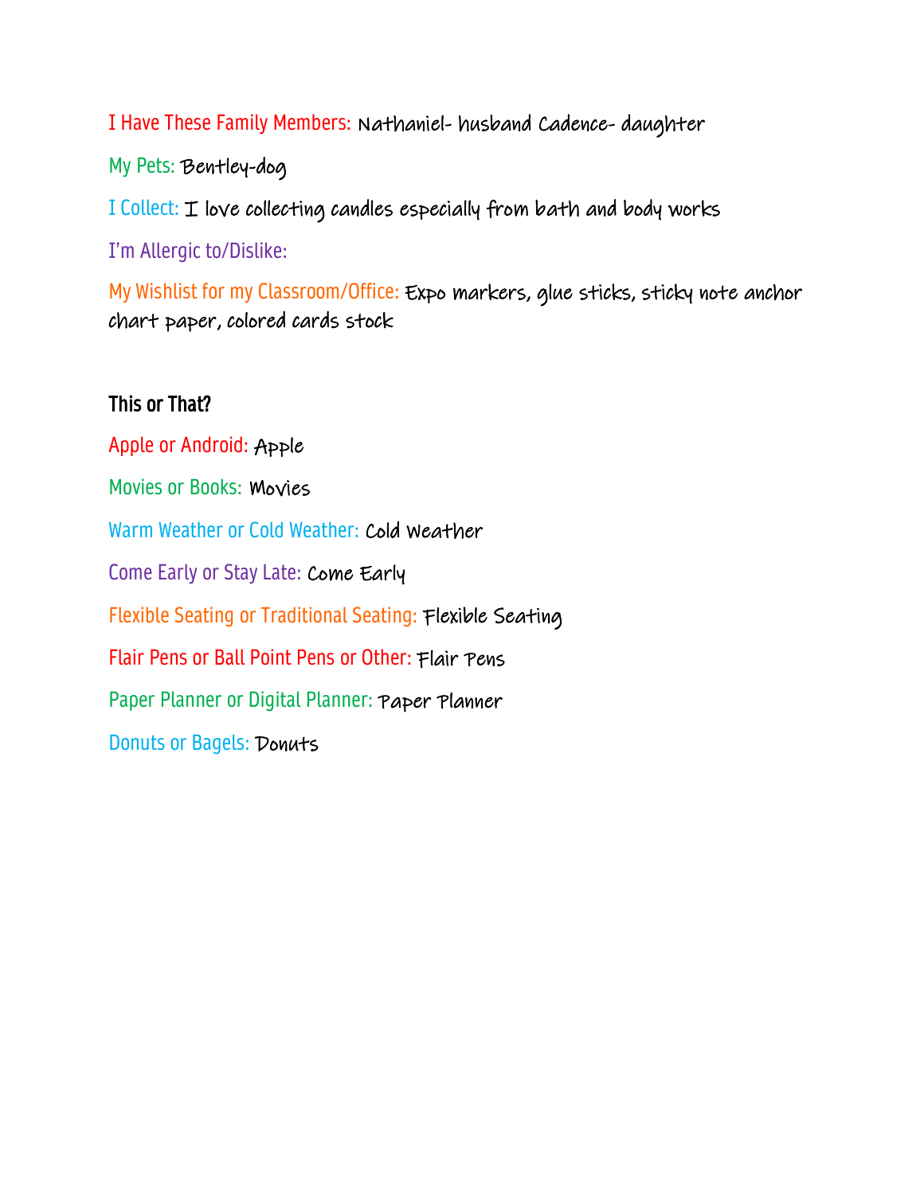I Have These Family Members: Nathaniel- husband Cadence- daughter

My Pets: Bentley-dog

I Collect: I love collecting candles especially from bath and body works

I'm Allergic to/Dislike:

My Wishlist for my Classroom/Office: Expo markers, glue sticks, sticky note anchor chart paper, colored cards stock

**This or That?**

Apple or Android: Apple

Movies or Books: Movies

Warm Weather or Cold Weather: Cold Weather

Come Early or Stay Late: Come Early

Flexible Seating or Traditional Seating: Flexible Seating

Flair Pens or Ball Point Pens or Other: Flair Pens

Paper Planner or Digital Planner: Paper Planner

Donuts or Bagels: Donuts